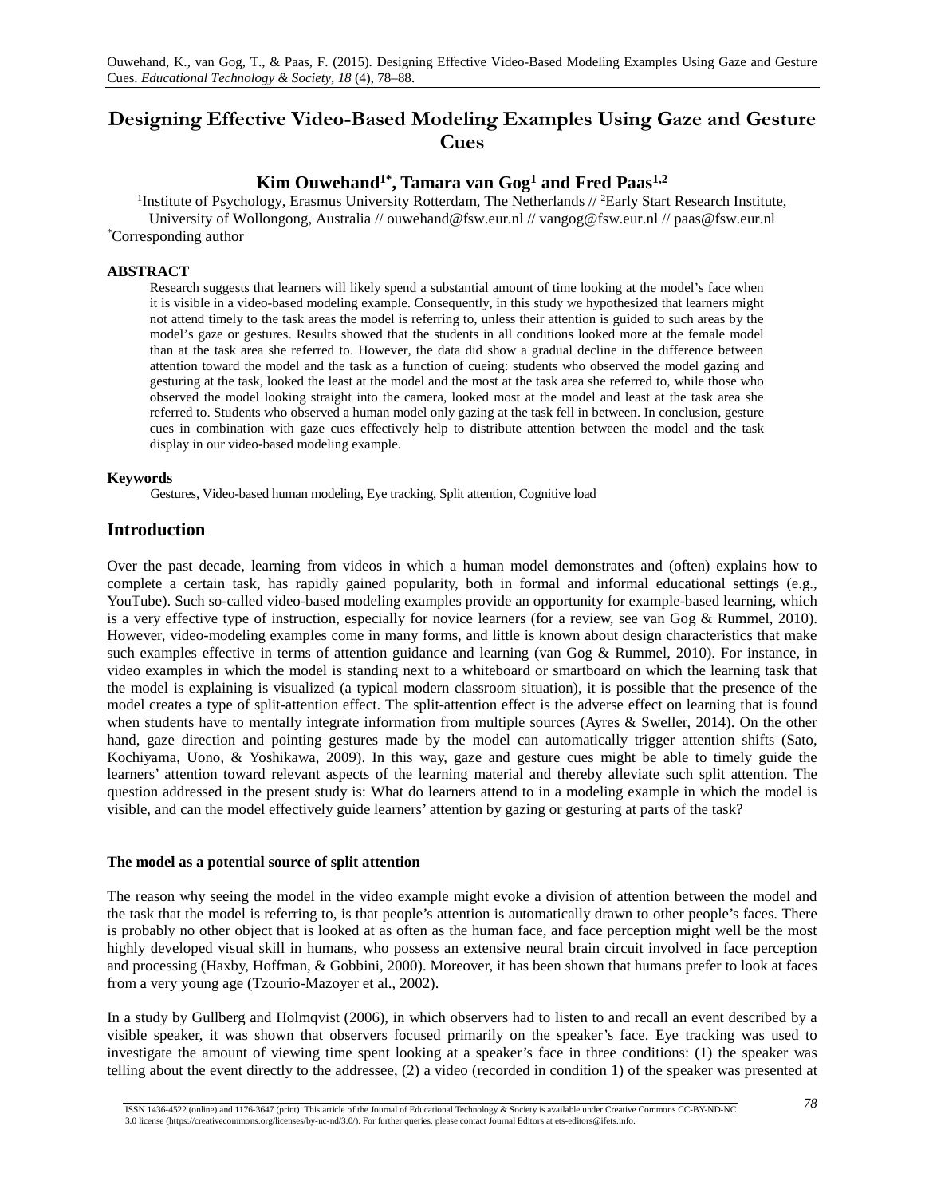Ouwehand, K., van Gog, T., & Paas, F. (2015). Designing Effective Video-Based Modeling Examples Using Gaze and Gesture Cues. *Educational Technology & Society, 18* (4), 78–88.

# Designing Effective Video-Based Modeling Examples Using Gaze and Gesture Cues

**Kim Ouwehand[1*], Tamara van Gog[1] and Fred Paas[1,2]**

[1]Institute of Psychology, Erasmus University Rotterdam, The Netherlands // [2]Early Start Research Institute, University of Wollongong, Australia // ouwehand@fsw.eur.nl // vangog@fsw.eur.nl // paas@fsw.eur.nl

[*]Corresponding author

**ABSTRACT**

Research suggests that learners will likely spend a substantial amount of time looking at the model's face when it is visible in a video-based modeling example. Consequently, in this study we hypothesized that learners might not attend timely to the task areas the model is referring to, unless their attention is guided to such areas by the model's gaze or gestures. Results showed that the students in all conditions looked more at the female model than at the task area she referred to. However, the data did show a gradual decline in the difference between attention toward the model and the task as a function of cueing: students who observed the model gazing and gesturing at the task, looked the least at the model and the most at the task area she referred to, while those who observed the model looking straight into the camera, looked most at the model and least at the task area she referred to. Students who observed a human model only gazing at the task fell in between. In conclusion, gesture cues in combination with gaze cues effectively help to distribute attention between the model and the task display in our video-based modeling example.

**Keywords**

Gestures, Video-based human modeling, Eye tracking, Split attention, Cognitive load

## Introduction

Over the past decade, learning from videos in which a human model demonstrates and (often) explains how to complete a certain task, has rapidly gained popularity, both in formal and informal educational settings (e.g., YouTube). Such so-called video-based modeling examples provide an opportunity for example-based learning, which is a very effective type of instruction, especially for novice learners (for a review, see van Gog & Rummel, 2010). However, video-modeling examples come in many forms, and little is known about design characteristics that make such examples effective in terms of attention guidance and learning (van Gog & Rummel, 2010). For instance, in video examples in which the model is standing next to a whiteboard or smartboard on which the learning task that the model is explaining is visualized (a typical modern classroom situation), it is possible that the presence of the model creates a type of split-attention effect. The split-attention effect is the adverse effect on learning that is found when students have to mentally integrate information from multiple sources (Ayres & Sweller, 2014). On the other hand, gaze direction and pointing gestures made by the model can automatically trigger attention shifts (Sato, Kochiyama, Uono, & Yoshikawa, 2009). In this way, gaze and gesture cues might be able to timely guide the learners' attention toward relevant aspects of the learning material and thereby alleviate such split attention. The question addressed in the present study is: What do learners attend to in a modeling example in which the model is visible, and can the model effectively guide learners' attention by gazing or gesturing at parts of the task?

### The model as a potential source of split attention

The reason why seeing the model in the video example might evoke a division of attention between the model and the task that the model is referring to, is that people's attention is automatically drawn to other people's faces. There is probably no other object that is looked at as often as the human face, and face perception might well be the most highly developed visual skill in humans, who possess an extensive neural brain circuit involved in face perception and processing (Haxby, Hoffman, & Gobbini, 2000). Moreover, it has been shown that humans prefer to look at faces from a very young age (Tzourio-Mazoyer et al., 2002).

In a study by Gullberg and Holmqvist (2006), in which observers had to listen to and recall an event described by a visible speaker, it was shown that observers focused primarily on the speaker's face. Eye tracking was used to investigate the amount of viewing time spent looking at a speaker's face in three conditions: (1) the speaker was telling about the event directly to the addressee, (2) a video (recorded in condition 1) of the speaker was presented at

ISSN 1436-4522 (online) and 1176-3647 (print). This article of the Journal of Educational Technology & Society is available under Creative Commons CC-BY-ND-NC 3.0 license (https://creativecommons.org/licenses/by-nc-nd/3.0/). For further queries, please contact Journal Editors at ets-editors@ifets.info.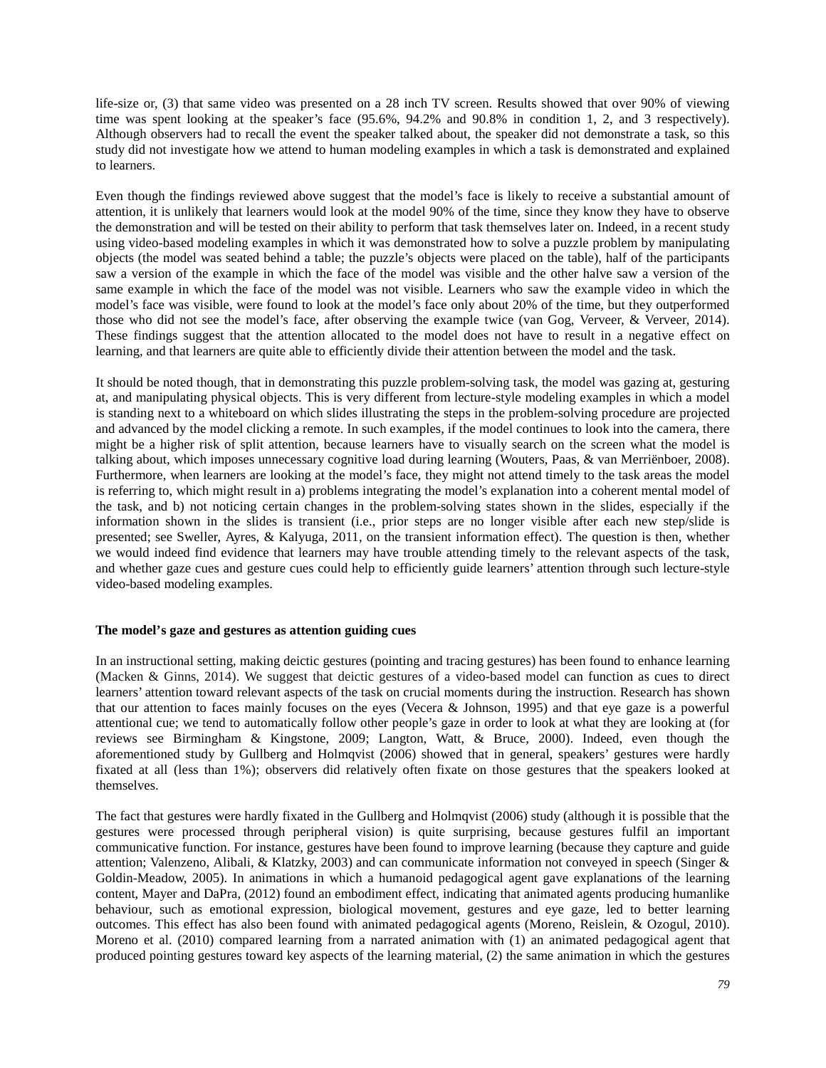life-size or, (3) that same video was presented on a 28 inch TV screen. Results showed that over 90% of viewing time was spent looking at the speaker's face (95.6%, 94.2% and 90.8% in condition 1, 2, and 3 respectively). Although observers had to recall the event the speaker talked about, the speaker did not demonstrate a task, so this study did not investigate how we attend to human modeling examples in which a task is demonstrated and explained to learners.

Even though the findings reviewed above suggest that the model's face is likely to receive a substantial amount of attention, it is unlikely that learners would look at the model 90% of the time, since they know they have to observe the demonstration and will be tested on their ability to perform that task themselves later on. Indeed, in a recent study using video-based modeling examples in which it was demonstrated how to solve a puzzle problem by manipulating objects (the model was seated behind a table; the puzzle's objects were placed on the table), half of the participants saw a version of the example in which the face of the model was visible and the other halve saw a version of the same example in which the face of the model was not visible. Learners who saw the example video in which the model's face was visible, were found to look at the model's face only about 20% of the time, but they outperformed those who did not see the model's face, after observing the example twice (van Gog, Verveer, & Verveer, 2014). These findings suggest that the attention allocated to the model does not have to result in a negative effect on learning, and that learners are quite able to efficiently divide their attention between the model and the task.

It should be noted though, that in demonstrating this puzzle problem-solving task, the model was gazing at, gesturing at, and manipulating physical objects. This is very different from lecture-style modeling examples in which a model is standing next to a whiteboard on which slides illustrating the steps in the problem-solving procedure are projected and advanced by the model clicking a remote. In such examples, if the model continues to look into the camera, there might be a higher risk of split attention, because learners have to visually search on the screen what the model is talking about, which imposes unnecessary cognitive load during learning (Wouters, Paas, & van Merriënboer, 2008). Furthermore, when learners are looking at the model's face, they might not attend timely to the task areas the model is referring to, which might result in a) problems integrating the model's explanation into a coherent mental model of the task, and b) not noticing certain changes in the problem-solving states shown in the slides, especially if the information shown in the slides is transient (i.e., prior steps are no longer visible after each new step/slide is presented; see Sweller, Ayres, & Kalyuga, 2011, on the transient information effect). The question is then, whether we would indeed find evidence that learners may have trouble attending timely to the relevant aspects of the task, and whether gaze cues and gesture cues could help to efficiently guide learners' attention through such lecture-style video-based modeling examples.

### The model's gaze and gestures as attention guiding cues

In an instructional setting, making deictic gestures (pointing and tracing gestures) has been found to enhance learning (Macken & Ginns, 2014). We suggest that deictic gestures of a video-based model can function as cues to direct learners' attention toward relevant aspects of the task on crucial moments during the instruction. Research has shown that our attention to faces mainly focuses on the eyes (Vecera & Johnson, 1995) and that eye gaze is a powerful attentional cue; we tend to automatically follow other people's gaze in order to look at what they are looking at (for reviews see Birmingham & Kingstone, 2009; Langton, Watt, & Bruce, 2000). Indeed, even though the aforementioned study by Gullberg and Holmqvist (2006) showed that in general, speakers' gestures were hardly fixated at all (less than 1%); observers did relatively often fixate on those gestures that the speakers looked at themselves.

The fact that gestures were hardly fixated in the Gullberg and Holmqvist (2006) study (although it is possible that the gestures were processed through peripheral vision) is quite surprising, because gestures fulfil an important communicative function. For instance, gestures have been found to improve learning (because they capture and guide attention; Valenzeno, Alibali, & Klatzky, 2003) and can communicate information not conveyed in speech (Singer & Goldin-Meadow, 2005). In animations in which a humanoid pedagogical agent gave explanations of the learning content, Mayer and DaPra, (2012) found an embodiment effect, indicating that animated agents producing humanlike behaviour, such as emotional expression, biological movement, gestures and eye gaze, led to better learning outcomes. This effect has also been found with animated pedagogical agents (Moreno, Reislein, & Ozogul, 2010). Moreno et al. (2010) compared learning from a narrated animation with (1) an animated pedagogical agent that produced pointing gestures toward key aspects of the learning material, (2) the same animation in which the gestures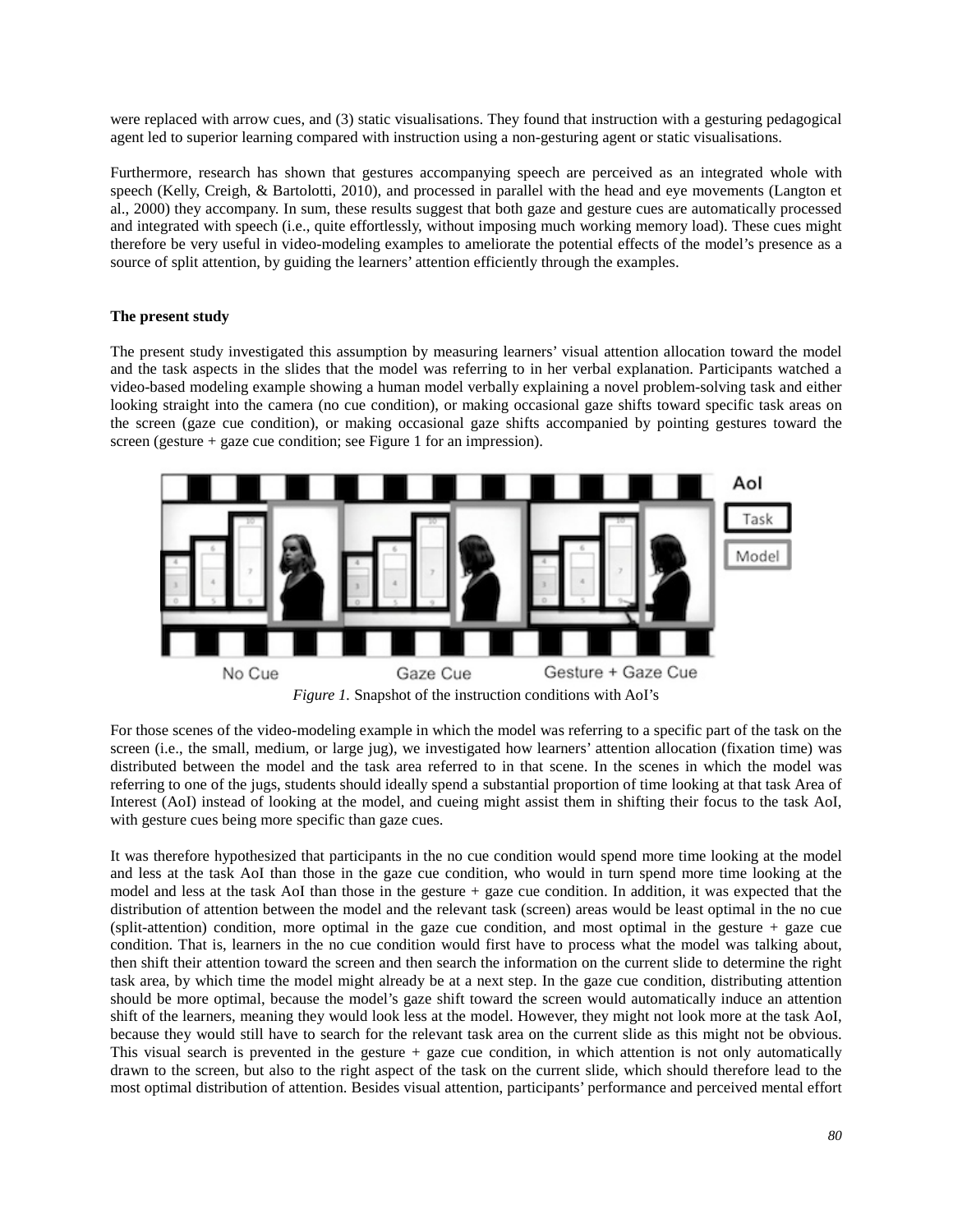were replaced with arrow cues, and (3) static visualisations. They found that instruction with a gesturing pedagogical agent led to superior learning compared with instruction using a non-gesturing agent or static visualisations.

Furthermore, research has shown that gestures accompanying speech are perceived as an integrated whole with speech (Kelly, Creigh, & Bartolotti, 2010), and processed in parallel with the head and eye movements (Langton et al., 2000) they accompany. In sum, these results suggest that both gaze and gesture cues are automatically processed and integrated with speech (i.e., quite effortlessly, without imposing much working memory load). These cues might therefore be very useful in video-modeling examples to ameliorate the potential effects of the model's presence as a source of split attention, by guiding the learners' attention efficiently through the examples.

**The present study**

The present study investigated this assumption by measuring learners' visual attention allocation toward the model and the task aspects in the slides that the model was referring to in her verbal explanation. Participants watched a video-based modeling example showing a human model verbally explaining a novel problem-solving task and either looking straight into the camera (no cue condition), or making occasional gaze shifts toward specific task areas on the screen (gaze cue condition), or making occasional gaze shifts accompanied by pointing gestures toward the screen (gesture + gaze cue condition; see Figure 1 for an impression).

AoI
Task
Model
No Cue
Gaze Cue
Gesture + Gaze Cue

*Figure 1.* Snapshot of the instruction conditions with AoI's

For those scenes of the video-modeling example in which the model was referring to a specific part of the task on the screen (i.e., the small, medium, or large jug), we investigated how learners' attention allocation (fixation time) was distributed between the model and the task area referred to in that scene. In the scenes in which the model was referring to one of the jugs, students should ideally spend a substantial proportion of time looking at that task Area of Interest (AoI) instead of looking at the model, and cueing might assist them in shifting their focus to the task AoI, with gesture cues being more specific than gaze cues.

It was therefore hypothesized that participants in the no cue condition would spend more time looking at the model and less at the task AoI than those in the gaze cue condition, who would in turn spend more time looking at the model and less at the task AoI than those in the gesture + gaze cue condition. In addition, it was expected that the distribution of attention between the model and the relevant task (screen) areas would be least optimal in the no cue (split-attention) condition, more optimal in the gaze cue condition, and most optimal in the gesture + gaze cue condition. That is, learners in the no cue condition would first have to process what the model was talking about, then shift their attention toward the screen and then search the information on the current slide to determine the right task area, by which time the model might already be at a next step. In the gaze cue condition, distributing attention should be more optimal, because the model's gaze shift toward the screen would automatically induce an attention shift of the learners, meaning they would look less at the model. However, they might not look more at the task AoI, because they would still have to search for the relevant task area on the current slide as this might not be obvious. This visual search is prevented in the gesture + gaze cue condition, in which attention is not only automatically drawn to the screen, but also to the right aspect of the task on the current slide, which should therefore lead to the most optimal distribution of attention. Besides visual attention, participants' performance and perceived mental effort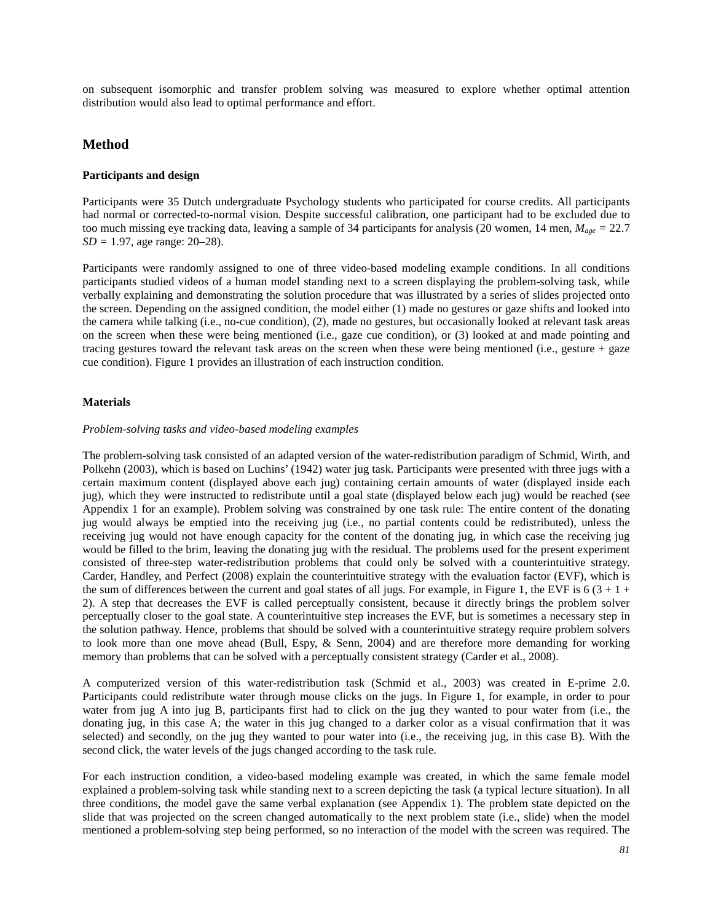on subsequent isomorphic and transfer problem solving was measured to explore whether optimal attention distribution would also lead to optimal performance and effort.

## Method

### Participants and design

Participants were 35 Dutch undergraduate Psychology students who participated for course credits. All participants had normal or corrected-to-normal vision. Despite successful calibration, one participant had to be excluded due to too much missing eye tracking data, leaving a sample of 34 participants for analysis (20 women, 14 men, $M_{age}$ = 22.7 *SD* = 1.97, age range: 20–28).

Participants were randomly assigned to one of three video-based modeling example conditions. In all conditions participants studied videos of a human model standing next to a screen displaying the problem-solving task, while verbally explaining and demonstrating the solution procedure that was illustrated by a series of slides projected onto the screen. Depending on the assigned condition, the model either (1) made no gestures or gaze shifts and looked into the camera while talking (i.e., no-cue condition), (2), made no gestures, but occasionally looked at relevant task areas on the screen when these were being mentioned (i.e., gaze cue condition), or (3) looked at and made pointing and tracing gestures toward the relevant task areas on the screen when these were being mentioned (i.e., gesture + gaze cue condition). Figure 1 provides an illustration of each instruction condition.

### Materials

*Problem-solving tasks and video-based modeling examples*

The problem-solving task consisted of an adapted version of the water-redistribution paradigm of Schmid, Wirth, and Polkehn (2003), which is based on Luchins' (1942) water jug task. Participants were presented with three jugs with a certain maximum content (displayed above each jug) containing certain amounts of water (displayed inside each jug), which they were instructed to redistribute until a goal state (displayed below each jug) would be reached (see Appendix 1 for an example). Problem solving was constrained by one task rule: The entire content of the donating jug would always be emptied into the receiving jug (i.e., no partial contents could be redistributed), unless the receiving jug would not have enough capacity for the content of the donating jug, in which case the receiving jug would be filled to the brim, leaving the donating jug with the residual. The problems used for the present experiment consisted of three-step water-redistribution problems that could only be solved with a counterintuitive strategy. Carder, Handley, and Perfect (2008) explain the counterintuitive strategy with the evaluation factor (EVF), which is the sum of differences between the current and goal states of all jugs. For example, in Figure 1, the EVF is 6 (3 + 1 + 2). A step that decreases the EVF is called perceptually consistent, because it directly brings the problem solver perceptually closer to the goal state. A counterintuitive step increases the EVF, but is sometimes a necessary step in the solution pathway. Hence, problems that should be solved with a counterintuitive strategy require problem solvers to look more than one move ahead (Bull, Espy, & Senn, 2004) and are therefore more demanding for working memory than problems that can be solved with a perceptually consistent strategy (Carder et al., 2008).

A computerized version of this water-redistribution task (Schmid et al., 2003) was created in E-prime 2.0. Participants could redistribute water through mouse clicks on the jugs. In Figure 1, for example, in order to pour water from jug A into jug B, participants first had to click on the jug they wanted to pour water from (i.e., the donating jug, in this case A; the water in this jug changed to a darker color as a visual confirmation that it was selected) and secondly, on the jug they wanted to pour water into (i.e., the receiving jug, in this case B). With the second click, the water levels of the jugs changed according to the task rule.

For each instruction condition, a video-based modeling example was created, in which the same female model explained a problem-solving task while standing next to a screen depicting the task (a typical lecture situation). In all three conditions, the model gave the same verbal explanation (see Appendix 1). The problem state depicted on the slide that was projected on the screen changed automatically to the next problem state (i.e., slide) when the model mentioned a problem-solving step being performed, so no interaction of the model with the screen was required. The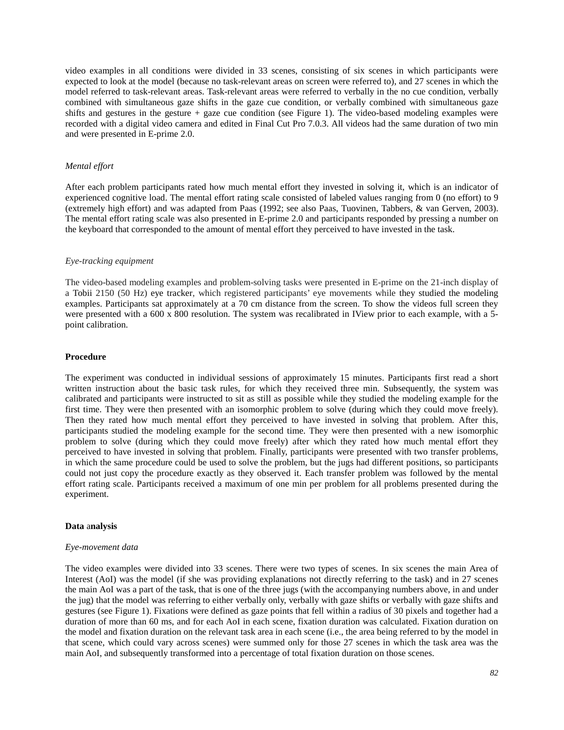video examples in all conditions were divided in 33 scenes, consisting of six scenes in which participants were expected to look at the model (because no task-relevant areas on screen were referred to), and 27 scenes in which the model referred to task-relevant areas. Task-relevant areas were referred to verbally in the no cue condition, verbally combined with simultaneous gaze shifts in the gaze cue condition, or verbally combined with simultaneous gaze shifts and gestures in the gesture + gaze cue condition (see Figure 1). The video-based modeling examples were recorded with a digital video camera and edited in Final Cut Pro 7.0.3. All videos had the same duration of two min and were presented in E-prime 2.0.

*Mental effort*

After each problem participants rated how much mental effort they invested in solving it, which is an indicator of experienced cognitive load. The mental effort rating scale consisted of labeled values ranging from 0 (no effort) to 9 (extremely high effort) and was adapted from Paas (1992; see also Paas, Tuovinen, Tabbers, & van Gerven, 2003). The mental effort rating scale was also presented in E-prime 2.0 and participants responded by pressing a number on the keyboard that corresponded to the amount of mental effort they perceived to have invested in the task.

*Eye-tracking equipment*

The video-based modeling examples and problem-solving tasks were presented in E-prime on the 21-inch display of a Tobii 2150 (50 Hz) eye tracker, which registered participants' eye movements while they studied the modeling examples. Participants sat approximately at a 70 cm distance from the screen. To show the videos full screen they were presented with a 600 x 800 resolution. The system was recalibrated in IView prior to each example, with a 5-point calibration.

**Procedure**

The experiment was conducted in individual sessions of approximately 15 minutes. Participants first read a short written instruction about the basic task rules, for which they received three min. Subsequently, the system was calibrated and participants were instructed to sit as still as possible while they studied the modeling example for the first time. They were then presented with an isomorphic problem to solve (during which they could move freely). Then they rated how much mental effort they perceived to have invested in solving that problem. After this, participants studied the modeling example for the second time. They were then presented with a new isomorphic problem to solve (during which they could move freely) after which they rated how much mental effort they perceived to have invested in solving that problem. Finally, participants were presented with two transfer problems, in which the same procedure could be used to solve the problem, but the jugs had different positions, so participants could not just copy the procedure exactly as they observed it. Each transfer problem was followed by the mental effort rating scale. Participants received a maximum of one min per problem for all problems presented during the experiment.

**Data analysis**

*Eye-movement data*

The video examples were divided into 33 scenes. There were two types of scenes. In six scenes the main Area of Interest (AoI) was the model (if she was providing explanations not directly referring to the task) and in 27 scenes the main AoI was a part of the task, that is one of the three jugs (with the accompanying numbers above, in and under the jug) that the model was referring to either verbally only, verbally with gaze shifts or verbally with gaze shifts and gestures (see Figure 1). Fixations were defined as gaze points that fell within a radius of 30 pixels and together had a duration of more than 60 ms, and for each AoI in each scene, fixation duration was calculated. Fixation duration on the model and fixation duration on the relevant task area in each scene (i.e., the area being referred to by the model in that scene, which could vary across scenes) were summed only for those 27 scenes in which the task area was the main AoI, and subsequently transformed into a percentage of total fixation duration on those scenes.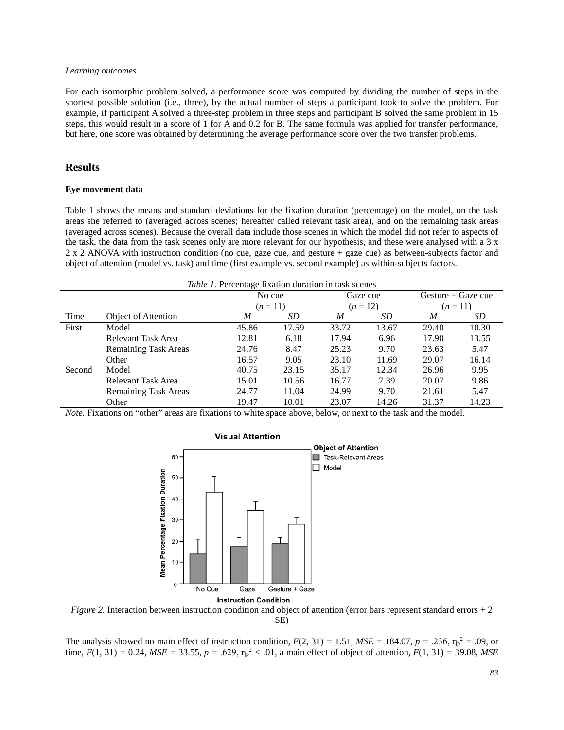*Learning outcomes*

For each isomorphic problem solved, a performance score was computed by dividing the number of steps in the shortest possible solution (i.e., three), by the actual number of steps a participant took to solve the problem. For example, if participant A solved a three-step problem in three steps and participant B solved the same problem in 15 steps, this would result in a score of 1 for A and 0.2 for B. The same formula was applied for transfer performance, but here, one score was obtained by determining the average performance score over the two transfer problems.

## Results

### Eye movement data

Table 1 shows the means and standard deviations for the fixation duration (percentage) on the model, on the task areas she referred to (averaged across scenes; hereafter called relevant task area), and on the remaining task areas (averaged across scenes). Because the overall data include those scenes in which the model did not refer to aspects of the task, the data from the task scenes only are more relevant for our hypothesis, and these were analysed with a 3 x 2 x 2 ANOVA with instruction condition (no cue, gaze cue, and gesture + gaze cue) as between-subjects factor and object of attention (model vs. task) and time (first example vs. second example) as within-subjects factors.

*Table 1.* Percentage fixation duration in task scenes

| | | No cue ($n$ = 11) | | Gaze cue ($n$ = 12) | | Gesture + Gaze cue ($n$ = 11) | |
|---|---|---|---|---|---|---|---|
| Time | Object of Attention | *M* | *SD* | *M* | *SD* | *M* | *SD* |
| First | Model | 45.86 | 17.59 | 33.72 | 13.67 | 29.40 | 10.30 |
| | Relevant Task Area | 12.81 | 6.18 | 17.94 | 6.96 | 17.90 | 13.55 |
| | Remaining Task Areas | 24.76 | 8.47 | 25.23 | 9.70 | 23.63 | 5.47 |
| | Other | 16.57 | 9.05 | 23.10 | 11.69 | 29.07 | 16.14 |
| Second | Model | 40.75 | 23.15 | 35.17 | 12.34 | 26.96 | 9.95 |
| | Relevant Task Area | 15.01 | 10.56 | 16.77 | 7.39 | 20.07 | 9.86 |
| | Remaining Task Areas | 24.77 | 11.04 | 24.99 | 9.70 | 21.61 | 5.47 |
| | Other | 19.47 | 10.01 | 23.07 | 14.26 | 31.37 | 14.23 |

*Note.* Fixations on "other" areas are fixations to white space above, below, or next to the task and the model.

Visual Attention

Object of Attention
Task-Relevant Areas
Model

Mean Percentage Fixation Duration

0
10
20
30
40
50
60

No Cue
Gaze
Gesture + Gaze

Instruction Condition

*Figure 2.* Interaction between instruction condition and object of attention (error bars represent standard errors + 2 SE)

The analysis showed no main effect of instruction condition, $F(2, 31) = 1.51$, $MSE = 184.07$, $p = .236$, $\eta_p^2 = .09$, or time, $F(1, 31) = 0.24$, $MSE = 33.55$, $p = .629$, $\eta_p^2 < .01$, a main effect of object of attention, $F(1, 31) = 39.08$, *MSE*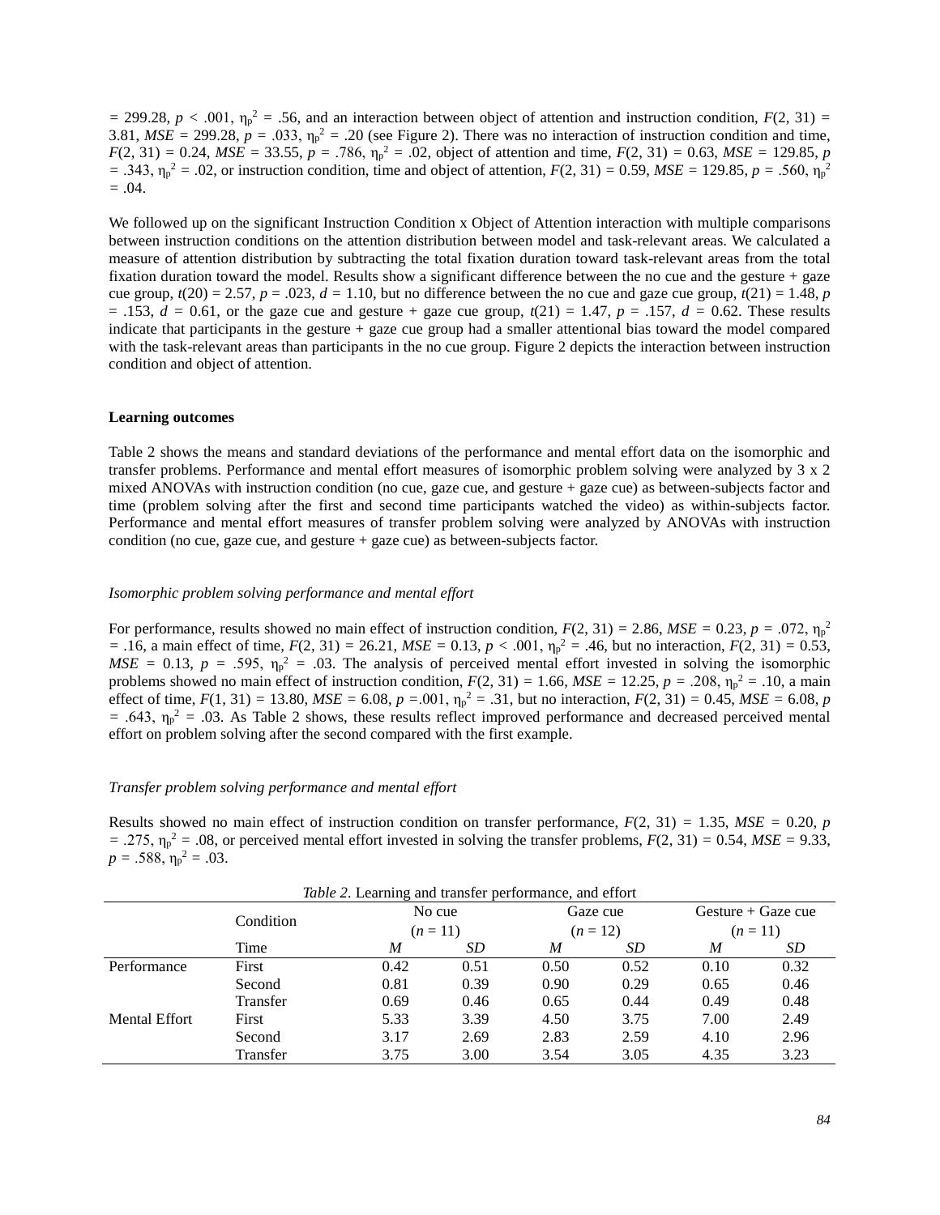= 299.28, $p$ < .001, $\eta_p^2$ = .56, and an interaction between object of attention and instruction condition, $F$(2, 31) = 3.81, $MSE$ = 299.28, $p$ = .033, $\eta_p^2$ = .20 (see Figure 2). There was no interaction of instruction condition and time, $F$(2, 31) = 0.24, $MSE$ = 33.55, $p$ = .786, $\eta_p^2$ = .02, object of attention and time, $F$(2, 31) = 0.63, $MSE$ = 129.85, $p$ = .343, $\eta_p^2$ = .02, or instruction condition, time and object of attention, $F$(2, 31) = 0.59, $MSE$ = 129.85, $p$ = .560, $\eta_p^2$ = .04.

We followed up on the significant Instruction Condition x Object of Attention interaction with multiple comparisons between instruction conditions on the attention distribution between model and task-relevant areas. We calculated a measure of attention distribution by subtracting the total fixation duration toward task-relevant areas from the total fixation duration toward the model. Results show a significant difference between the no cue and the gesture + gaze cue group, $t$(20) = 2.57, $p$ = .023, $d$ = 1.10, but no difference between the no cue and gaze cue group, $t$(21) = 1.48, $p$ = .153, $d$ = 0.61, or the gaze cue and gesture + gaze cue group, $t$(21) = 1.47, $p$ = .157, $d$ = 0.62. These results indicate that participants in the gesture + gaze cue group had a smaller attentional bias toward the model compared with the task-relevant areas than participants in the no cue group. Figure 2 depicts the interaction between instruction condition and object of attention.

### Learning outcomes

Table 2 shows the means and standard deviations of the performance and mental effort data on the isomorphic and transfer problems. Performance and mental effort measures of isomorphic problem solving were analyzed by 3 x 2 mixed ANOVAs with instruction condition (no cue, gaze cue, and gesture + gaze cue) as between-subjects factor and time (problem solving after the first and second time participants watched the video) as within-subjects factor. Performance and mental effort measures of transfer problem solving were analyzed by ANOVAs with instruction condition (no cue, gaze cue, and gesture + gaze cue) as between-subjects factor.

#### *Isomorphic problem solving performance and mental effort*

For performance, results showed no main effect of instruction condition, $F$(2, 31) = 2.86, $MSE$ = 0.23, $p$ = .072, $\eta_p^2$ = .16, a main effect of time, $F$(2, 31) = 26.21, $MSE$ = 0.13, $p$ < .001, $\eta_p^2$ = .46, but no interaction, $F$(2, 31) = 0.53, $MSE$ = 0.13, $p$ = .595, $\eta_p^2$ = .03. The analysis of perceived mental effort invested in solving the isomorphic problems showed no main effect of instruction condition, $F$(2, 31) = 1.66, $MSE$ = 12.25, $p$ = .208, $\eta_p^2$ = .10, a main effect of time, $F$(1, 31) = 13.80, $MSE$ = 6.08, $p$ =.001, $\eta_p^2$ = .31, but no interaction, $F$(2, 31) = 0.45, $MSE$ = 6.08, $p$ = .643, $\eta_p^2$ = .03. As Table 2 shows, these results reflect improved performance and decreased perceived mental effort on problem solving after the second compared with the first example.

#### *Transfer problem solving performance and mental effort*

Results showed no main effect of instruction condition on transfer performance, $F$(2, 31) = 1.35, $MSE$ = 0.20, $p$ = .275, $\eta_p^2$ = .08, or perceived mental effort invested in solving the transfer problems, $F$(2, 31) = 0.54, $MSE$ = 9.33, $p$ = .588, $\eta_p^2$ = .03.

*Table 2*. Learning and transfer performance, and effort

| | Condition | No cue ($n$ = 11) | | Gaze cue ($n$ = 12) | | Gesture + Gaze cue ($n$ = 11) | |
|---|---|---|---|---|---|---|---|
| | Time | *M* | *SD* | *M* | *SD* | *M* | *SD* |
| Performance | First | 0.42 | 0.51 | 0.50 | 0.52 | 0.10 | 0.32 |
| | Second | 0.81 | 0.39 | 0.90 | 0.29 | 0.65 | 0.46 |
| | Transfer | 0.69 | 0.46 | 0.65 | 0.44 | 0.49 | 0.48 |
| Mental Effort | First | 5.33 | 3.39 | 4.50 | 3.75 | 7.00 | 2.49 |
| | Second | 3.17 | 2.69 | 2.83 | 2.59 | 4.10 | 2.96 |
| | Transfer | 3.75 | 3.00 | 3.54 | 3.05 | 4.35 | 3.23 |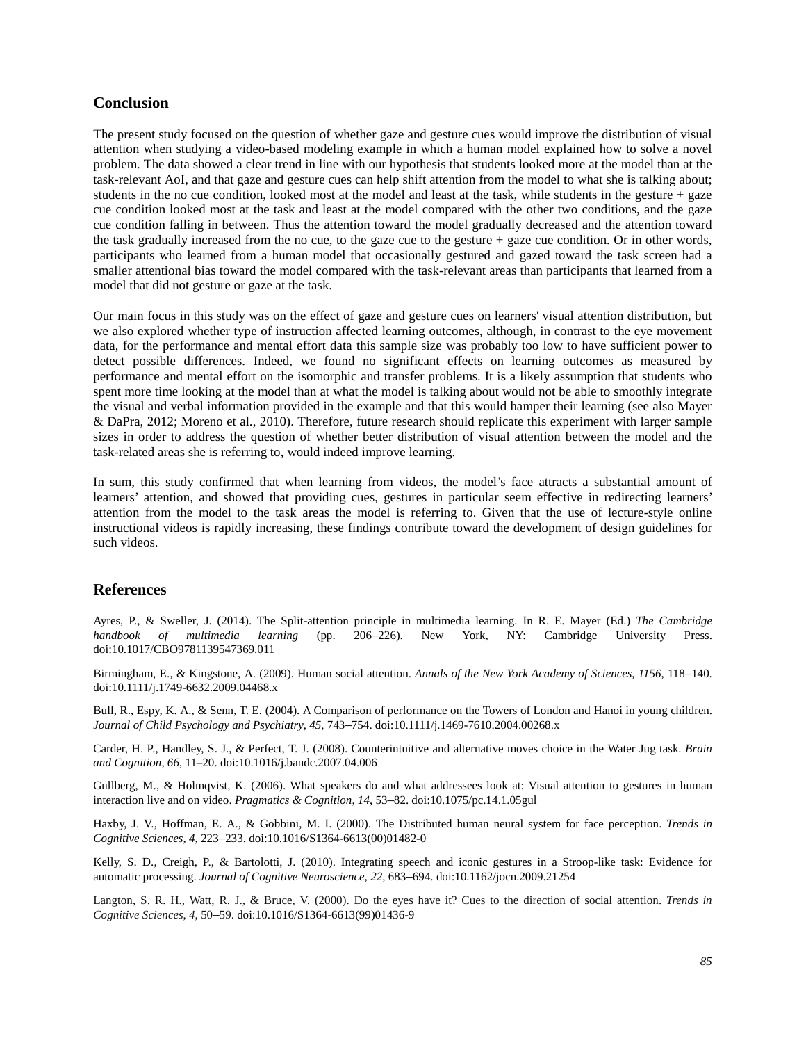## Conclusion

The present study focused on the question of whether gaze and gesture cues would improve the distribution of visual attention when studying a video-based modeling example in which a human model explained how to solve a novel problem. The data showed a clear trend in line with our hypothesis that students looked more at the model than at the task-relevant AoI, and that gaze and gesture cues can help shift attention from the model to what she is talking about; students in the no cue condition, looked most at the model and least at the task, while students in the gesture + gaze cue condition looked most at the task and least at the model compared with the other two conditions, and the gaze cue condition falling in between. Thus the attention toward the model gradually decreased and the attention toward the task gradually increased from the no cue, to the gaze cue to the gesture + gaze cue condition. Or in other words, participants who learned from a human model that occasionally gestured and gazed toward the task screen had a smaller attentional bias toward the model compared with the task-relevant areas than participants that learned from a model that did not gesture or gaze at the task.

Our main focus in this study was on the effect of gaze and gesture cues on learners' visual attention distribution, but we also explored whether type of instruction affected learning outcomes, although, in contrast to the eye movement data, for the performance and mental effort data this sample size was probably too low to have sufficient power to detect possible differences. Indeed, we found no significant effects on learning outcomes as measured by performance and mental effort on the isomorphic and transfer problems. It is a likely assumption that students who spent more time looking at the model than at what the model is talking about would not be able to smoothly integrate the visual and verbal information provided in the example and that this would hamper their learning (see also Mayer & DaPra, 2012; Moreno et al., 2010). Therefore, future research should replicate this experiment with larger sample sizes in order to address the question of whether better distribution of visual attention between the model and the task-related areas she is referring to, would indeed improve learning.

In sum, this study confirmed that when learning from videos, the model's face attracts a substantial amount of learners' attention, and showed that providing cues, gestures in particular seem effective in redirecting learners' attention from the model to the task areas the model is referring to. Given that the use of lecture-style online instructional videos is rapidly increasing, these findings contribute toward the development of design guidelines for such videos.

## References

Ayres, P., & Sweller, J. (2014). The Split-attention principle in multimedia learning. In R. E. Mayer (Ed.) *The Cambridge handbook of multimedia learning* (pp. 206–226). New York, NY: Cambridge University Press. doi:10.1017/CBO9781139547369.011

Birmingham, E., & Kingstone, A. (2009). Human social attention. *Annals of the New York Academy of Sciences, 1156*, 118–140. doi:10.1111/j.1749-6632.2009.04468.x

Bull, R., Espy, K. A., & Senn, T. E. (2004). A Comparison of performance on the Towers of London and Hanoi in young children. *Journal of Child Psychology and Psychiatry, 45*, 743–754. doi:10.1111/j.1469-7610.2004.00268.x

Carder, H. P., Handley, S. J., & Perfect, T. J. (2008). Counterintuitive and alternative moves choice in the Water Jug task. *Brain and Cognition, 66*, 11–20. doi:10.1016/j.bandc.2007.04.006

Gullberg, M., & Holmqvist, K. (2006). What speakers do and what addressees look at: Visual attention to gestures in human interaction live and on video. *Pragmatics & Cognition, 14*, 53–82. doi:10.1075/pc.14.1.05gul

Haxby, J. V., Hoffman, E. A., & Gobbini, M. I. (2000). The Distributed human neural system for face perception. *Trends in Cognitive Sciences, 4*, 223–233. doi:10.1016/S1364-6613(00)01482-0

Kelly, S. D., Creigh, P., & Bartolotti, J. (2010). Integrating speech and iconic gestures in a Stroop-like task: Evidence for automatic processing. *Journal of Cognitive Neuroscience, 22*, 683–694. doi:10.1162/jocn.2009.21254

Langton, S. R. H., Watt, R. J., & Bruce, V. (2000). Do the eyes have it? Cues to the direction of social attention. *Trends in Cognitive Sciences, 4*, 50–59. doi:10.1016/S1364-6613(99)01436-9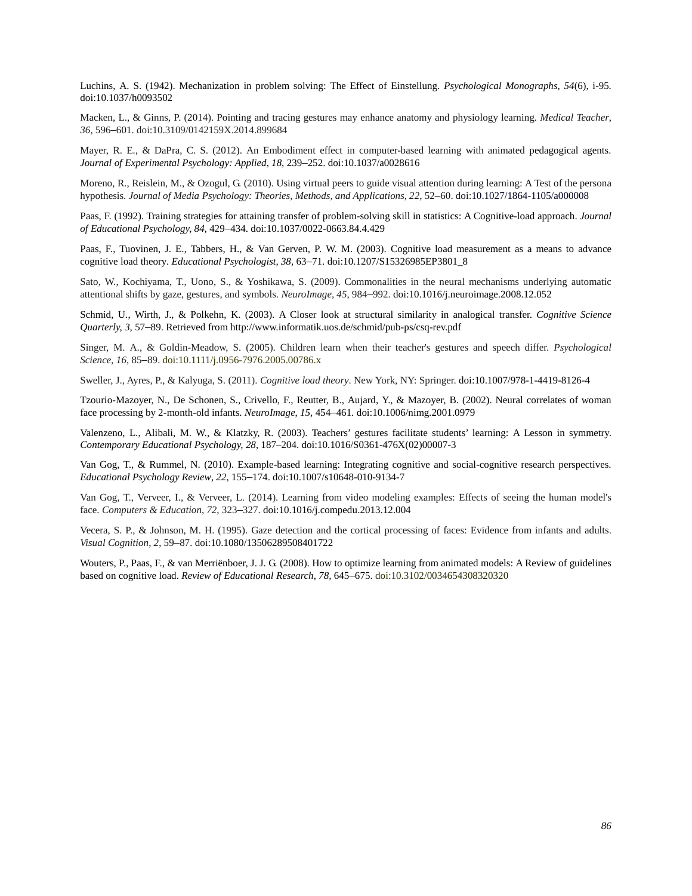Luchins, A. S. (1942). Mechanization in problem solving: The Effect of Einstellung. *Psychological Monographs, 54*(6), i-95. doi:10.1037/h0093502

Macken, L., & Ginns, P. (2014). Pointing and tracing gestures may enhance anatomy and physiology learning. *Medical Teacher, 36*, 596–601. doi:10.3109/0142159X.2014.899684

Mayer, R. E., & DaPra, C. S. (2012). An Embodiment effect in computer-based learning with animated pedagogical agents. *Journal of Experimental Psychology: Applied, 18*, 239–252. doi:10.1037/a0028616

Moreno, R., Reislein, M., & Ozogul, G. (2010). Using virtual peers to guide visual attention during learning: A Test of the persona hypothesis. *Journal of Media Psychology: Theories, Methods, and Applications*, *22*, 52–60. doi:10.1027/1864-1105/a000008

Paas, F. (1992). Training strategies for attaining transfer of problem-solving skill in statistics: A Cognitive-load approach. *Journal of Educational Psychology, 84*, 429–434. doi:10.1037/0022-0663.84.4.429

Paas, F., Tuovinen, J. E., Tabbers, H., & Van Gerven, P. W. M. (2003). Cognitive load measurement as a means to advance cognitive load theory. *Educational Psychologist, 38*, 63–71. doi:10.1207/S15326985EP3801_8

Sato, W., Kochiyama, T., Uono, S., & Yoshikawa, S. (2009). Commonalities in the neural mechanisms underlying automatic attentional shifts by gaze, gestures, and symbols. *NeuroImage*, *45*, 984–992. doi:10.1016/j.neuroimage.2008.12.052

Schmid, U., Wirth, J., & Polkehn, K. (2003). A Closer look at structural similarity in analogical transfer. *Cognitive Science Quarterly, 3*, 57–89. Retrieved from http://www.informatik.uos.de/schmid/pub-ps/csq-rev.pdf

Singer, M. A., & Goldin-Meadow, S. (2005). Children learn when their teacher's gestures and speech differ. *Psychological Science*, *16*, 85–89. doi:10.1111/j.0956-7976.2005.00786.x

Sweller, J., Ayres, P., & Kalyuga, S. (2011). *Cognitive load theory*. New York, NY: Springer. doi:10.1007/978-1-4419-8126-4

Tzourio-Mazoyer, N., De Schonen, S., Crivello, F., Reutter, B., Aujard, Y., & Mazoyer, B. (2002). Neural correlates of woman face processing by 2-month-old infants. *NeuroImage*, *15*, 454–461. doi:10.1006/nimg.2001.0979

Valenzeno, L., Alibali, M. W., & Klatzky, R. (2003). Teachers' gestures facilitate students' learning: A Lesson in symmetry. *Contemporary Educational Psychology, 28*, 187–204. doi:10.1016/S0361-476X(02)00007-3

Van Gog, T., & Rummel, N. (2010). Example-based learning: Integrating cognitive and social-cognitive research perspectives. *Educational Psychology Review*, *22*, 155–174. doi:10.1007/s10648-010-9134-7

Van Gog, T., Verveer, I., & Verveer, L. (2014). Learning from video modeling examples: Effects of seeing the human model's face. *Computers & Education*, *72*, 323–327. doi:10.1016/j.compedu.2013.12.004

Vecera, S. P., & Johnson, M. H. (1995). Gaze detection and the cortical processing of faces: Evidence from infants and adults. *Visual Cognition*, *2*, 59–87. doi:10.1080/13506289508401722

Wouters, P., Paas, F., & van Merriënboer, J. J. G. (2008). How to optimize learning from animated models: A Review of guidelines based on cognitive load. *Review of Educational Research, 78*, 645–675. doi:10.3102/0034654308320320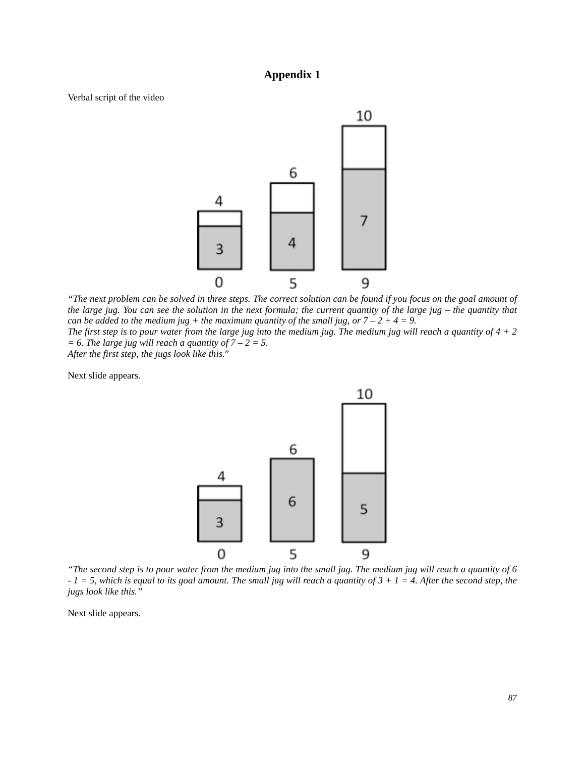## Appendix 1

Verbal script of the video

*"The next problem can be solved in three steps. The correct solution can be found if you focus on the goal amount of the large jug. You can see the solution in the next formula; the current quantity of the large jug – the quantity that can be added to the medium jug + the maximum quantity of the small jug, or 7 – 2 + 4 = 9.*
*The first step is to pour water from the large jug into the medium jug. The medium jug will reach a quantity of 4 + 2 = 6. The large jug will reach a quantity of 7 – 2 = 5.*
*After the first step, the jugs look like this."*

Next slide appears.

*"The second step is to pour water from the medium jug into the small jug. The medium jug will reach a quantity of 6 - 1 = 5, which is equal to its goal amount. The small jug will reach a quantity of 3 + 1 = 4. After the second step, the jugs look like this."*

Next slide appears.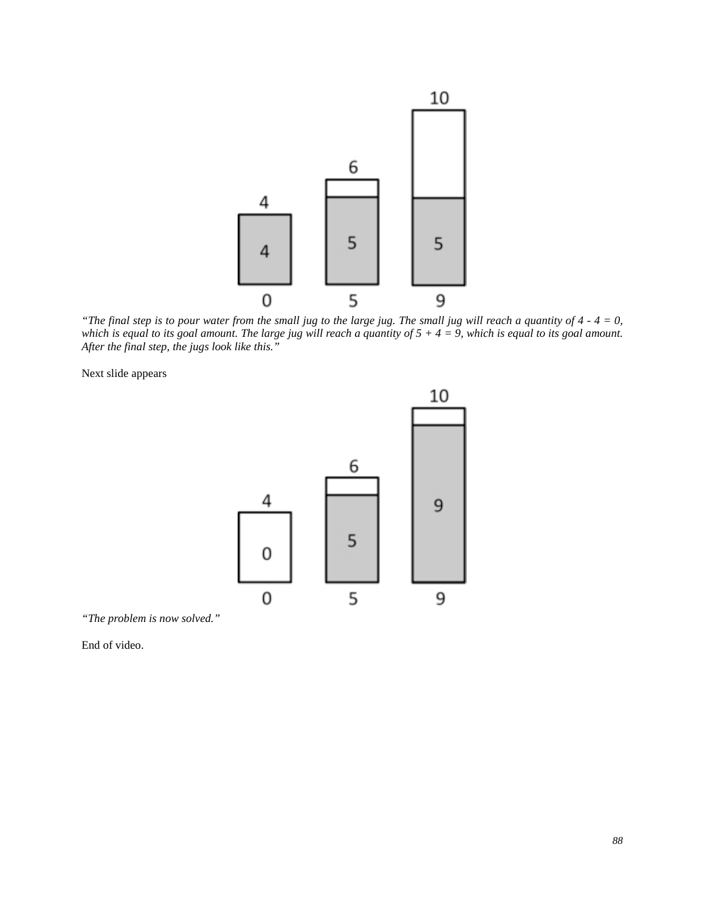10

6

4

4

5

5

0

5

9

*"The final step is to pour water from the small jug to the large jug. The small jug will reach a quantity of 4 - 4 = 0, which is equal to its goal amount. The large jug will reach a quantity of 5 + 4 = 9, which is equal to its goal amount. After the final step, the jugs look like this."*

Next slide appears

10

6

9

4

5

0

0

5

9

*"The problem is now solved."*

End of video.